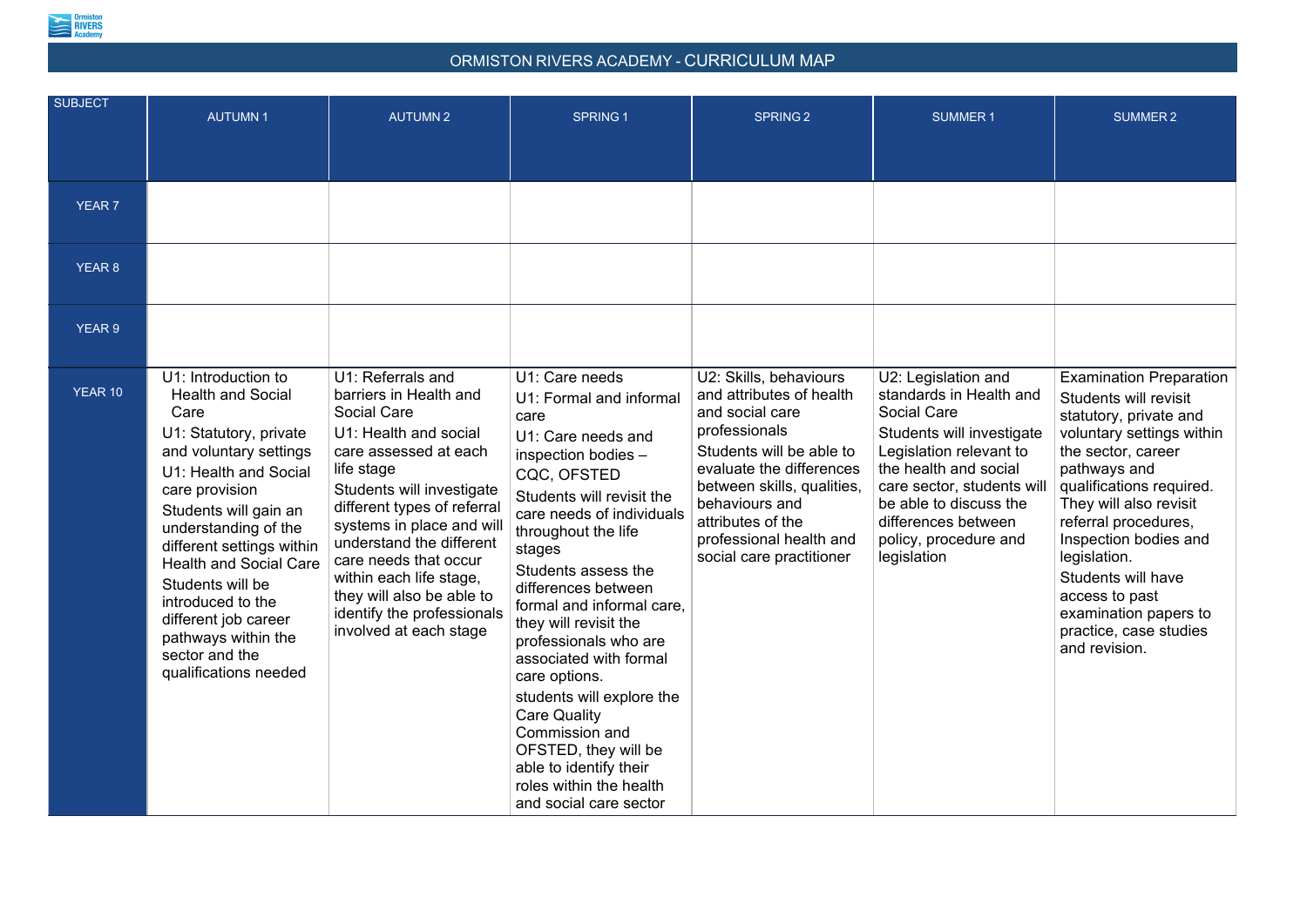# ORMISTON RIVERS ACADEMY - CURRICULUM MAP

| SUBJECT | AUTUMN 1 | AUTUMN 2 | SPRING 1 | SPRING 2 | SUMMER 1 | SUMMER 2 |
|---|---|---|---|---|---|---|
| YEAR 7 | | | | | | |
| YEAR 8 | | | | | | |
| YEAR 9 | | | | | | |
| YEAR 10 | U1: Introduction to Health and Social Care<br>U1: Statutory, private and voluntary settings<br>U1: Health and Social care provision<br>Students will gain an understanding of the different settings within Health and Social Care<br>Students will be introduced to the different job career pathways within the sector and the qualifications needed | U1: Referrals and barriers in Health and Social Care<br>U1: Health and social care assessed at each life stage<br>Students will investigate different types of referral systems in place and will understand the different care needs that occur within each life stage, they will also be able to identify the professionals involved at each stage | U1: Care needs<br>U1: Formal and informal care<br>U1: Care needs and inspection bodies – CQC, OFSTED<br>Students will revisit the care needs of individuals throughout the life stages<br>Students assess the differences between formal and informal care, they will revisit the professionals who are associated with formal care options.<br>students will explore the Care Quality Commission and OFSTED, they will be able to identify their roles within the health and social care sector | U2: Skills, behaviours and attributes of health and social care professionals<br>Students will be able to evaluate the differences between skills, qualities, behaviours and attributes of the professional health and social care practitioner | U2: Legislation and standards in Health and Social Care<br>Students will investigate Legislation relevant to the health and social care sector, students will be able to discuss the differences between policy, procedure and legislation | Examination Preparation<br>Students will revisit statutory, private and voluntary settings within the sector, career pathways and qualifications required. They will also revisit referral procedures, Inspection bodies and legislation.<br>Students will have access to past examination papers to practice, case studies and revision. |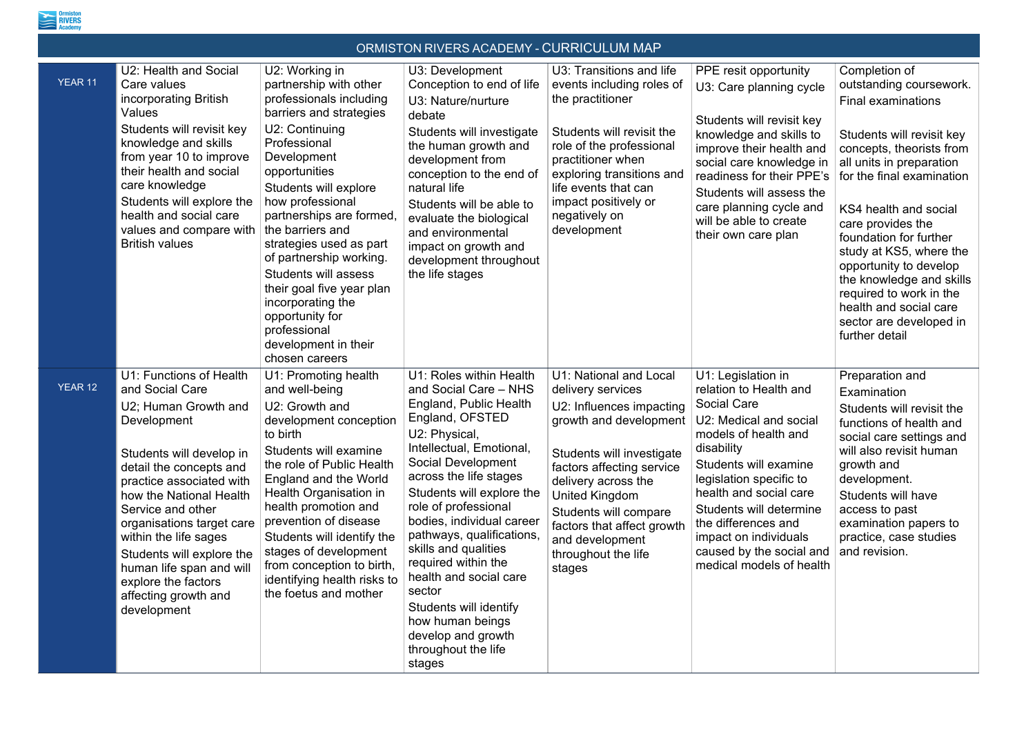# ORMISTON RIVERS ACADEMY - CURRICULUM MAP

| | | | | | | |
|---|---|---|---|---|---|---|
| YEAR 11 | U2: Health and Social Care values incorporating British Values<br>Students will revisit key knowledge and skills from year 10 to improve their health and social care knowledge<br>Students will explore the health and social care values and compare with British values | U2: Working in partnership with other professionals including barriers and strategies<br>U2: Continuing Professional Development opportunities<br>Students will explore how professional partnerships are formed, the barriers and strategies used as part of partnership working.<br>Students will assess their goal five year plan incorporating the opportunity for professional development in their chosen careers | U3: Development Conception to end of life<br>U3: Nature/nurture debate<br>Students will investigate the human growth and development from conception to the end of natural life<br>Students will be able to evaluate the biological and environmental impact on growth and development throughout the life stages | U3: Transitions and life events including roles of the practitioner<br><br>Students will revisit the role of the professional practitioner when exploring transitions and life events that can impact positively or negatively on development | PPE resit opportunity<br>U3: Care planning cycle<br><br>Students will revisit key knowledge and skills to improve their health and social care knowledge in readiness for their PPE's<br>Students will assess the care planning cycle and will be able to create their own care plan | Completion of outstanding coursework.<br>Final examinations<br><br>Students will revisit key concepts, theorists from all units in preparation for the final examination<br><br>KS4 health and social care provides the foundation for further study at KS5, where the opportunity to develop the knowledge and skills required to work in the health and social care sector are developed in further detail |
| YEAR 12 | U1: Functions of Health and Social Care<br>U2; Human Growth and Development<br><br>Students will develop in detail the concepts and practice associated with how the National Health Service and other organisations target care within the life sages<br>Students will explore the human life span and will explore the factors affecting growth and development | U1: Promoting health and well-being<br>U2: Growth and development conception to birth<br>Students will examine the role of Public Health England and the World Health Organisation in health promotion and prevention of disease<br>Students will identify the stages of development from conception to birth, identifying health risks to the foetus and mother | U1: Roles within Health and Social Care – NHS England, Public Health England, OFSTED<br>U2: Physical, Intellectual, Emotional, Social Development across the life stages<br>Students will explore the role of professional bodies, individual career pathways, qualifications, skills and qualities required within the health and social care sector<br>Students will identify how human beings develop and growth throughout the life stages | U1: National and Local delivery services<br>U2: Influences impacting growth and development<br><br>Students will investigate factors affecting service delivery across the United Kingdom<br>Students will compare factors that affect growth and development throughout the life stages | U1: Legislation in relation to Health and Social Care<br>U2: Medical and social models of health and disability<br>Students will examine legislation specific to health and social care<br>Students will determine the differences and impact on individuals caused by the social and medical models of health | Preparation and Examination<br>Students will revisit the functions of health and social care settings and will also revisit human growth and development.<br>Students will have access to past examination papers to practice, case studies and revision. |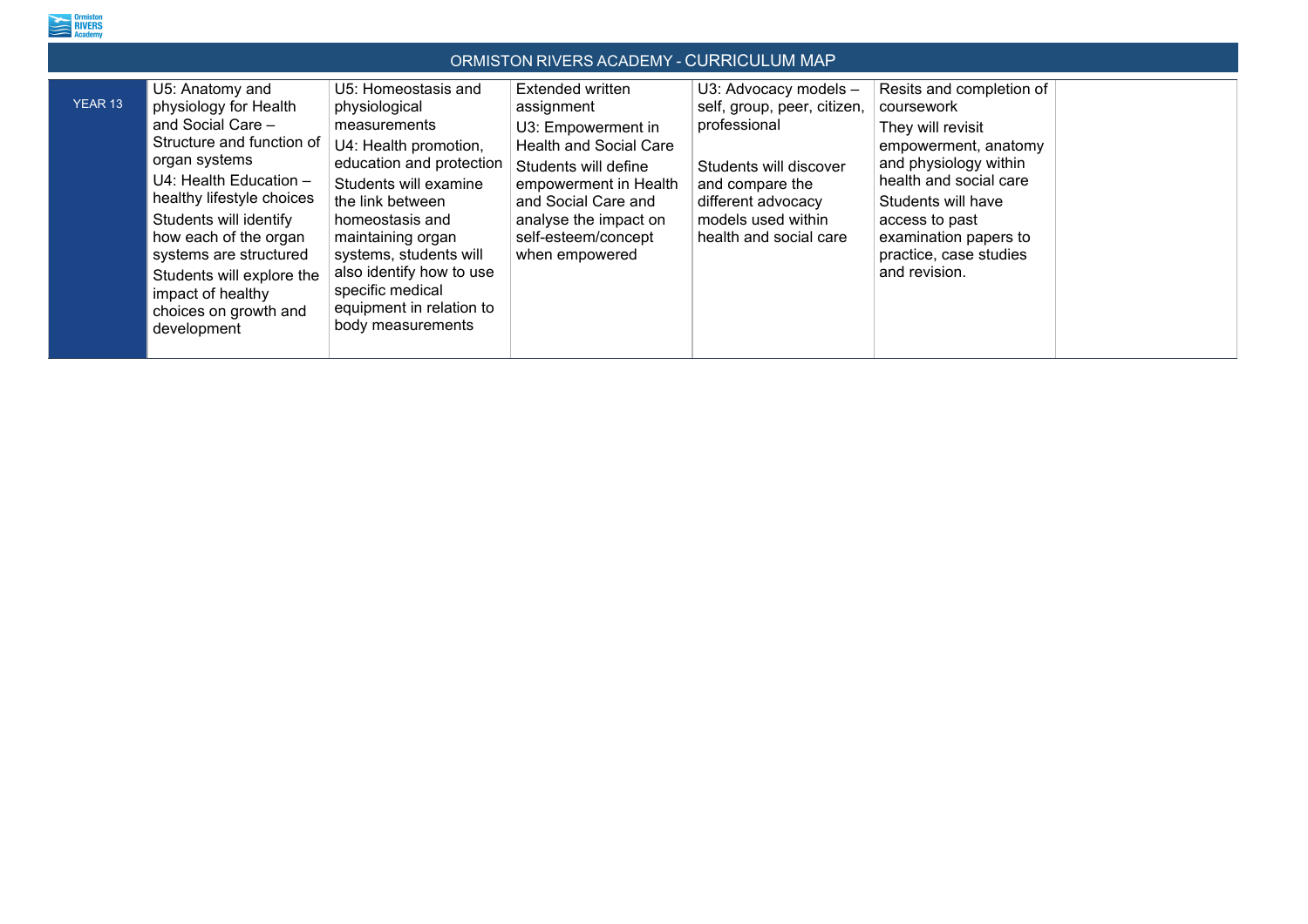# ORMISTON RIVERS ACADEMY - CURRICULUM MAP

| | | | | | | |
|---|---|---|---|---|---|---|
| YEAR 13 | U5: Anatomy and physiology for Health and Social Care – Structure and function of organ systems<br>U4: Health Education – healthy lifestyle choices<br>Students will identify how each of the organ systems are structured<br>Students will explore the impact of healthy choices on growth and development | U5: Homeostasis and physiological measurements<br>U4: Health promotion, education and protection<br>Students will examine the link between homeostasis and maintaining organ systems, students will also identify how to use specific medical equipment in relation to body measurements | Extended written assignment<br>U3: Empowerment in Health and Social Care<br>Students will define empowerment in Health and Social Care and analyse the impact on self-esteem/concept when empowered | U3: Advocacy models – self, group, peer, citizen, professional<br><br>Students will discover and compare the different advocacy models used within health and social care | Resits and completion of coursework<br>They will revisit empowerment, anatomy and physiology within health and social care<br>Students will have access to past examination papers to practice, case studies and revision. | |